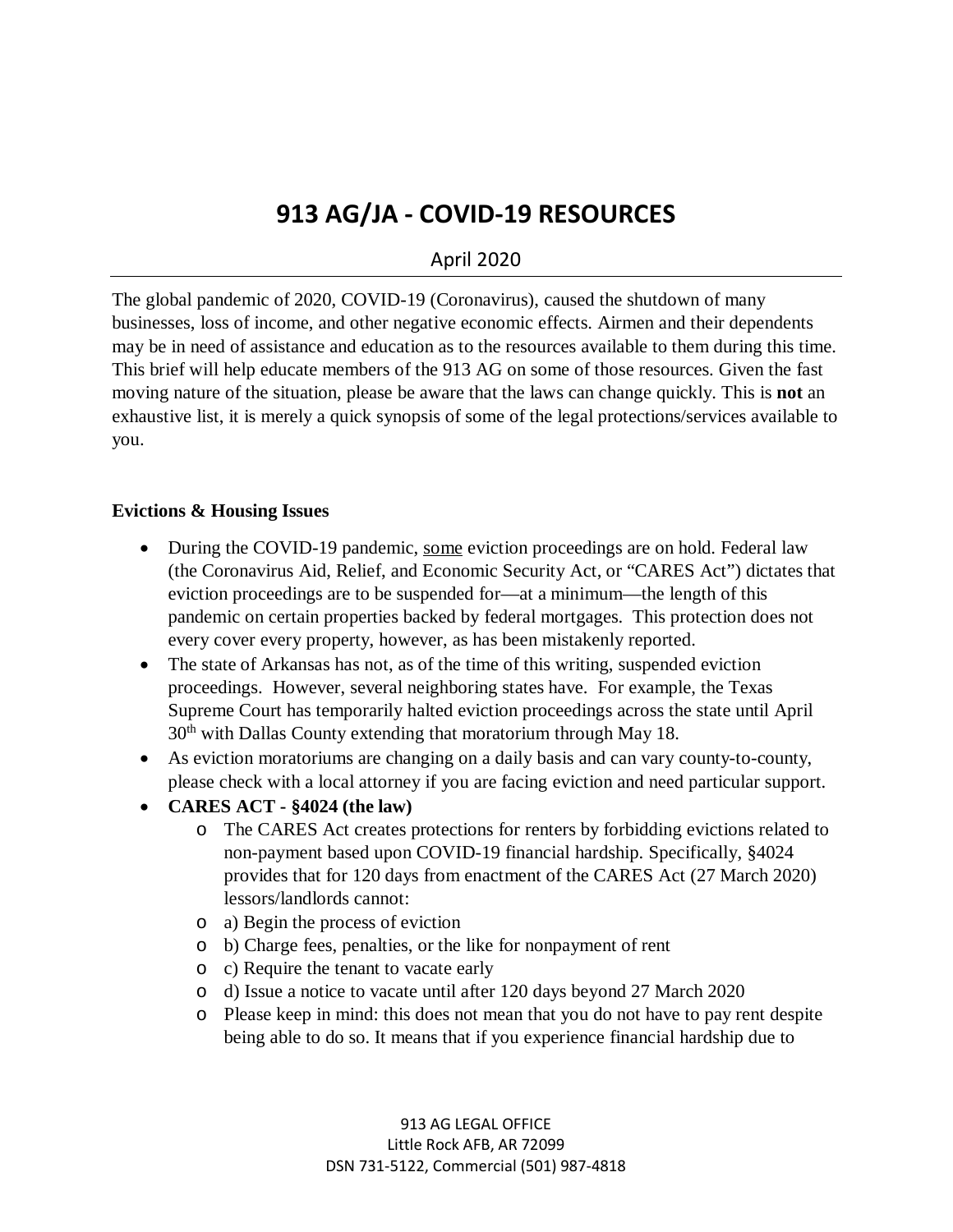# 913 AG/JA - COVID-19 RESOURCES

April 2020

---

The global pandemic of 2020, COVID-19 (Coronavirus), caused the shutdown of many businesses, loss of income, and other negative economic effects. Airmen and their dependents may be in need of assistance and education as to the resources available to them during this time. This brief will help educate members of the 913 AG on some of those resources. Given the fast moving nature of the situation, please be aware that the laws can change quickly. This is **not** an exhaustive list, it is merely a quick synopsis of some of the legal protections/services available to you.

**Evictions & Housing Issues**

- During the COVID-19 pandemic, <u>some</u> eviction proceedings are on hold. Federal law (the Coronavirus Aid, Relief, and Economic Security Act, or "CARES Act") dictates that eviction proceedings are to be suspended for—at a minimum—the length of this pandemic on certain properties backed by federal mortgages. This protection does not every cover every property, however, as has been mistakenly reported.
- The state of Arkansas has not, as of the time of this writing, suspended eviction proceedings. However, several neighboring states have. For example, the Texas Supreme Court has temporarily halted eviction proceedings across the state until April 30th with Dallas County extending that moratorium through May 18.
- As eviction moratoriums are changing on a daily basis and can vary county-to-county, please check with a local attorney if you are facing eviction and need particular support.
- **CARES ACT - §4024 (the law)**
  - The CARES Act creates protections for renters by forbidding evictions related to non-payment based upon COVID-19 financial hardship. Specifically, §4024 provides that for 120 days from enactment of the CARES Act (27 March 2020) lessors/landlords cannot:
  - a) Begin the process of eviction
  - b) Charge fees, penalties, or the like for nonpayment of rent
  - c) Require the tenant to vacate early
  - d) Issue a notice to vacate until after 120 days beyond 27 March 2020
  - Please keep in mind: this does not mean that you do not have to pay rent despite being able to do so. It means that if you experience financial hardship due to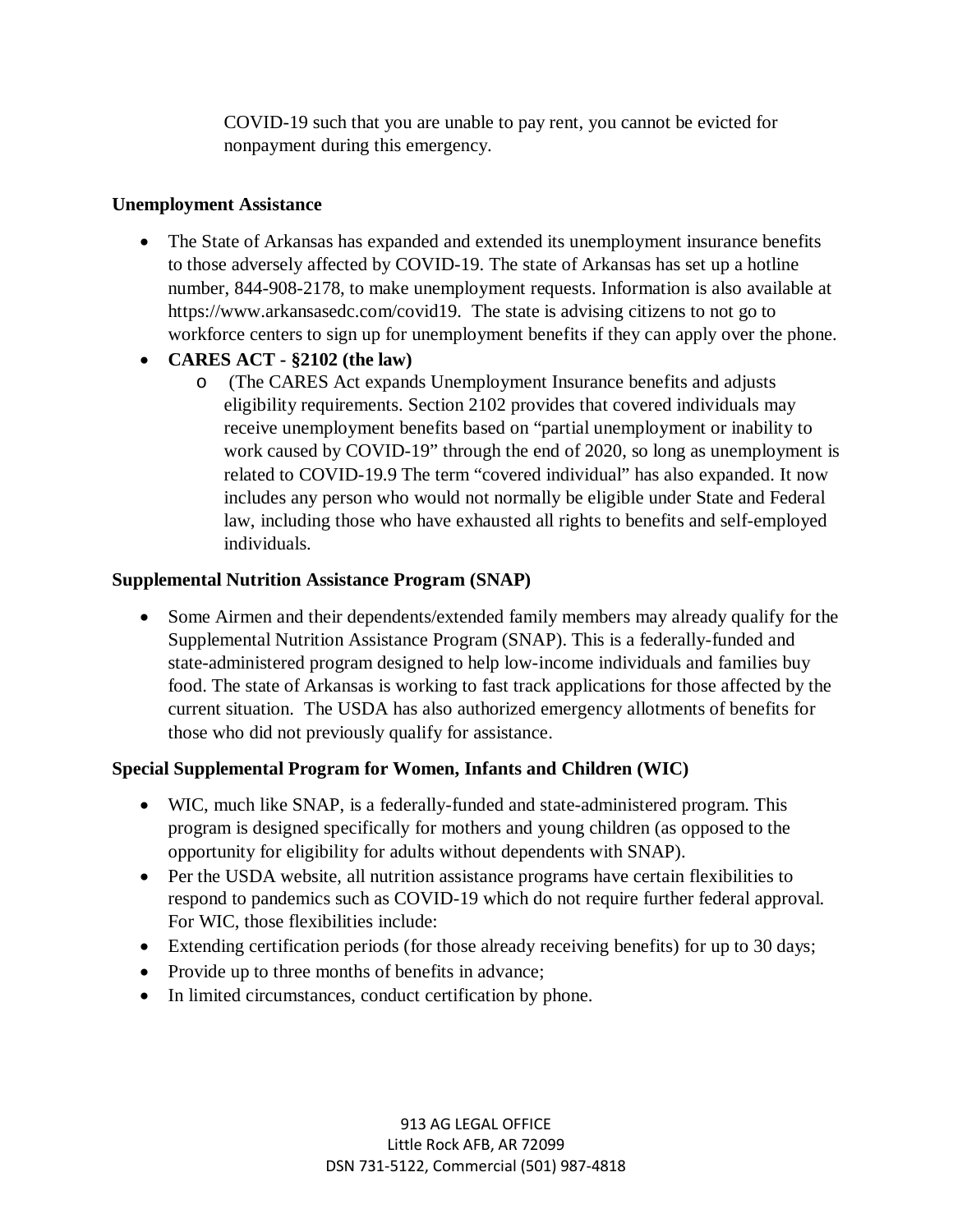COVID-19 such that you are unable to pay rent, you cannot be evicted for nonpayment during this emergency.

**Unemployment Assistance**

- The State of Arkansas has expanded and extended its unemployment insurance benefits to those adversely affected by COVID-19. The state of Arkansas has set up a hotline number, 844-908-2178, to make unemployment requests. Information is also available at https://www.arkansasedc.com/covid19. The state is advising citizens to not go to workforce centers to sign up for unemployment benefits if they can apply over the phone.
- **CARES ACT - §2102 (the law)**
  - (The CARES Act expands Unemployment Insurance benefits and adjusts eligibility requirements. Section 2102 provides that covered individuals may receive unemployment benefits based on "partial unemployment or inability to work caused by COVID-19" through the end of 2020, so long as unemployment is related to COVID-19.9 The term "covered individual" has also expanded. It now includes any person who would not normally be eligible under State and Federal law, including those who have exhausted all rights to benefits and self-employed individuals.

**Supplemental Nutrition Assistance Program (SNAP)**

- Some Airmen and their dependents/extended family members may already qualify for the Supplemental Nutrition Assistance Program (SNAP). This is a federally-funded and state-administered program designed to help low-income individuals and families buy food. The state of Arkansas is working to fast track applications for those affected by the current situation. The USDA has also authorized emergency allotments of benefits for those who did not previously qualify for assistance.

**Special Supplemental Program for Women, Infants and Children (WIC)**

- WIC, much like SNAP, is a federally-funded and state-administered program. This program is designed specifically for mothers and young children (as opposed to the opportunity for eligibility for adults without dependents with SNAP).
- Per the USDA website, all nutrition assistance programs have certain flexibilities to respond to pandemics such as COVID-19 which do not require further federal approval. For WIC, those flexibilities include:
- Extending certification periods (for those already receiving benefits) for up to 30 days;
- Provide up to three months of benefits in advance;
- In limited circumstances, conduct certification by phone.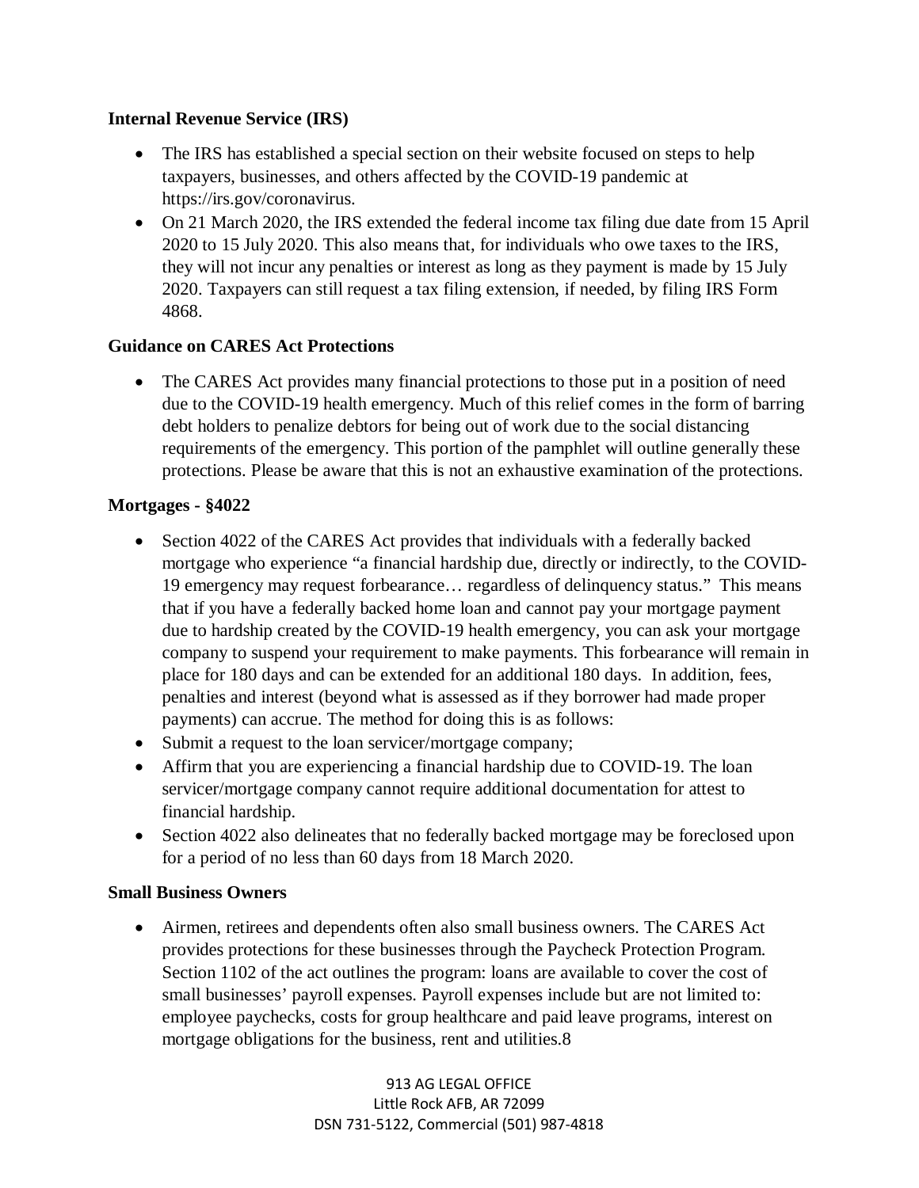**Internal Revenue Service (IRS)**

- The IRS has established a special section on their website focused on steps to help taxpayers, businesses, and others affected by the COVID-19 pandemic at https://irs.gov/coronavirus.
- On 21 March 2020, the IRS extended the federal income tax filing due date from 15 April 2020 to 15 July 2020. This also means that, for individuals who owe taxes to the IRS, they will not incur any penalties or interest as long as they payment is made by 15 July 2020. Taxpayers can still request a tax filing extension, if needed, by filing IRS Form 4868.

**Guidance on CARES Act Protections**

- The CARES Act provides many financial protections to those put in a position of need due to the COVID-19 health emergency. Much of this relief comes in the form of barring debt holders to penalize debtors for being out of work due to the social distancing requirements of the emergency. This portion of the pamphlet will outline generally these protections. Please be aware that this is not an exhaustive examination of the protections.

**Mortgages - §4022**

- Section 4022 of the CARES Act provides that individuals with a federally backed mortgage who experience "a financial hardship due, directly or indirectly, to the COVID-19 emergency may request forbearance… regardless of delinquency status." This means that if you have a federally backed home loan and cannot pay your mortgage payment due to hardship created by the COVID-19 health emergency, you can ask your mortgage company to suspend your requirement to make payments. This forbearance will remain in place for 180 days and can be extended for an additional 180 days. In addition, fees, penalties and interest (beyond what is assessed as if they borrower had made proper payments) can accrue. The method for doing this is as follows:
- Submit a request to the loan servicer/mortgage company;
- Affirm that you are experiencing a financial hardship due to COVID-19. The loan servicer/mortgage company cannot require additional documentation for attest to financial hardship.
- Section 4022 also delineates that no federally backed mortgage may be foreclosed upon for a period of no less than 60 days from 18 March 2020.

**Small Business Owners**

- Airmen, retirees and dependents often also small business owners. The CARES Act provides protections for these businesses through the Paycheck Protection Program. Section 1102 of the act outlines the program: loans are available to cover the cost of small businesses' payroll expenses. Payroll expenses include but are not limited to: employee paychecks, costs for group healthcare and paid leave programs, interest on mortgage obligations for the business, rent and utilities.8

913 AG LEGAL OFFICE
Little Rock AFB, AR 72099
DSN 731-5122, Commercial (501) 987-4818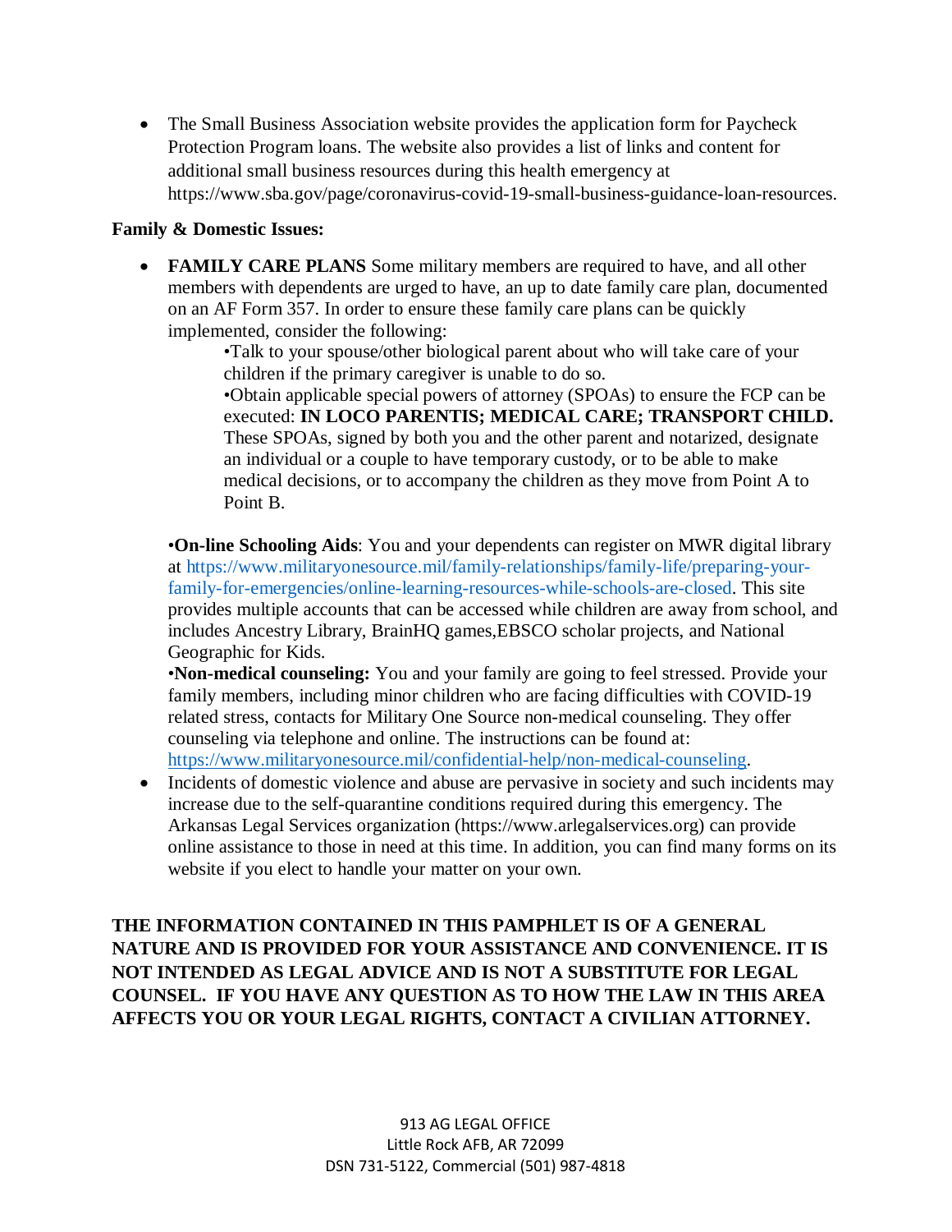- The Small Business Association website provides the application form for Paycheck Protection Program loans. The website also provides a list of links and content for additional small business resources during this health emergency at https://www.sba.gov/page/coronavirus-covid-19-small-business-guidance-loan-resources.

**Family & Domestic Issues:**

- **FAMILY CARE PLANS** Some military members are required to have, and all other members with dependents are urged to have, an up to date family care plan, documented on an AF Form 357. In order to ensure these family care plans can be quickly implemented, consider the following:

  •Talk to your spouse/other biological parent about who will take care of your children if the primary caregiver is unable to do so.

  •Obtain applicable special powers of attorney (SPOAs) to ensure the FCP can be executed: **IN LOCO PARENTIS; MEDICAL CARE; TRANSPORT CHILD.** These SPOAs, signed by both you and the other parent and notarized, designate an individual or a couple to have temporary custody, or to be able to make medical decisions, or to accompany the children as they move from Point A to Point B.

  •**On-line Schooling Aids**: You and your dependents can register on MWR digital library at https://www.militaryonesource.mil/family-relationships/family-life/preparing-your-family-for-emergencies/online-learning-resources-while-schools-are-closed. This site provides multiple accounts that can be accessed while children are away from school, and includes Ancestry Library, BrainHQ games,EBSCO scholar projects, and National Geographic for Kids.

  •**Non-medical counseling:** You and your family are going to feel stressed. Provide your family members, including minor children who are facing difficulties with COVID-19 related stress, contacts for Military One Source non-medical counseling. They offer counseling via telephone and online. The instructions can be found at: https://www.militaryonesource.mil/confidential-help/non-medical-counseling.

- Incidents of domestic violence and abuse are pervasive in society and such incidents may increase due to the self-quarantine conditions required during this emergency. The Arkansas Legal Services organization (https://www.arlegalservices.org) can provide online assistance to those in need at this time. In addition, you can find many forms on its website if you elect to handle your matter on your own.

**THE INFORMATION CONTAINED IN THIS PAMPHLET IS OF A GENERAL NATURE AND IS PROVIDED FOR YOUR ASSISTANCE AND CONVENIENCE. IT IS NOT INTENDED AS LEGAL ADVICE AND IS NOT A SUBSTITUTE FOR LEGAL COUNSEL. IF YOU HAVE ANY QUESTION AS TO HOW THE LAW IN THIS AREA AFFECTS YOU OR YOUR LEGAL RIGHTS, CONTACT A CIVILIAN ATTORNEY.**

913 AG LEGAL OFFICE
Little Rock AFB, AR 72099
DSN 731-5122, Commercial (501) 987-4818